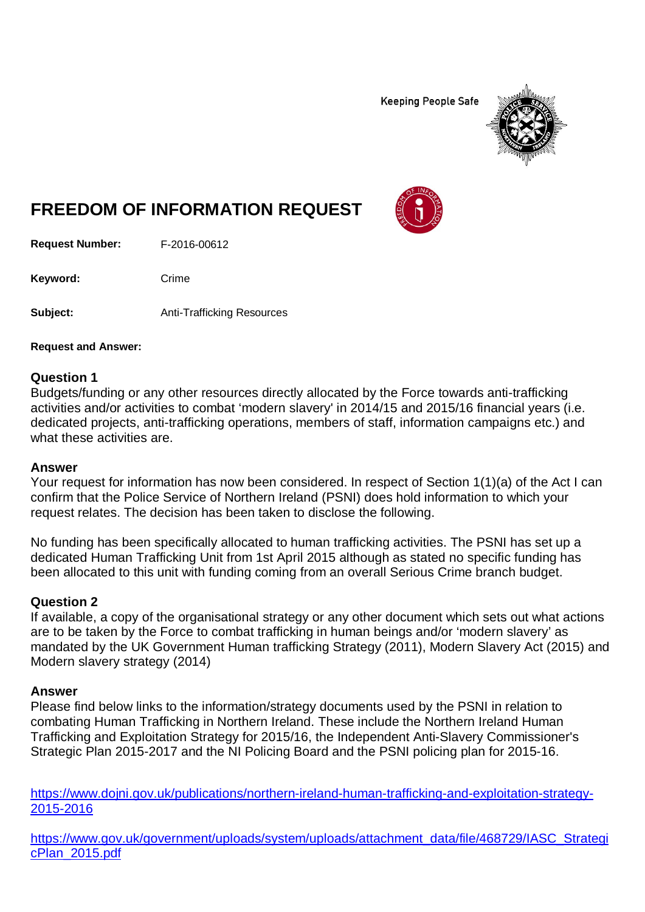Keeping People Safe

# FREEDOM OF INFORMATION REQUEST

**Request Number:** F-2016-00612

**Keyword:** Crime

**Subject:** Anti-Trafficking Resources

**Request and Answer:**

## Question 1

Budgets/funding or any other resources directly allocated by the Force towards anti-trafficking activities and/or activities to combat 'modern slavery' in 2014/15 and 2015/16 financial years (i.e. dedicated projects, anti-trafficking operations, members of staff, information campaigns etc.) and what these activities are.

## Answer

Your request for information has now been considered. In respect of Section 1(1)(a) of the Act I can confirm that the Police Service of Northern Ireland (PSNI) does hold information to which your request relates. The decision has been taken to disclose the following.

No funding has been specifically allocated to human trafficking activities. The PSNI has set up a dedicated Human Trafficking Unit from 1st April 2015 although as stated no specific funding has been allocated to this unit with funding coming from an overall Serious Crime branch budget.

## Question 2

If available, a copy of the organisational strategy or any other document which sets out what actions are to be taken by the Force to combat trafficking in human beings and/or 'modern slavery' as mandated by the UK Government Human trafficking Strategy (2011), Modern Slavery Act (2015) and Modern slavery strategy (2014)

## Answer

Please find below links to the information/strategy documents used by the PSNI in relation to combating Human Trafficking in Northern Ireland. These include the Northern Ireland Human Trafficking and Exploitation Strategy for 2015/16, the Independent Anti-Slavery Commissioner's Strategic Plan 2015-2017 and the NI Policing Board and the PSNI policing plan for 2015-16.

https://www.dojni.gov.uk/publications/northern-ireland-human-trafficking-and-exploitation-strategy-2015-2016

https://www.gov.uk/government/uploads/system/uploads/attachment_data/file/468729/IASC_StrategicPlan_2015.pdf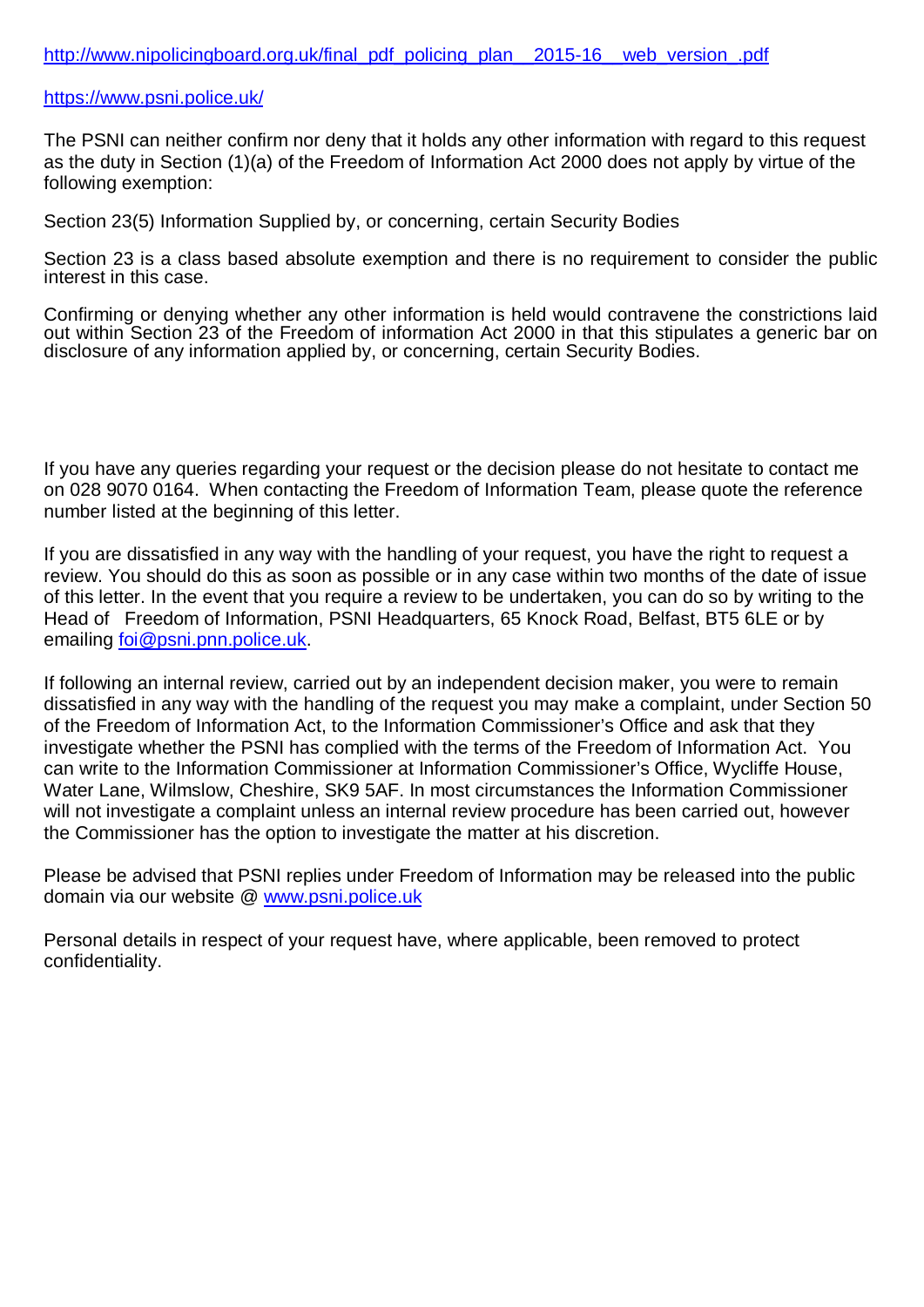http://www.nipolicingboard.org.uk/final_pdf_policing_plan__2015-16__web_version_.pdf

https://www.psni.police.uk/

The PSNI can neither confirm nor deny that it holds any other information with regard to this request as the duty in Section (1)(a) of the Freedom of Information Act 2000 does not apply by virtue of the following exemption:

Section 23(5) Information Supplied by, or concerning, certain Security Bodies

Section 23 is a class based absolute exemption and there is no requirement to consider the public interest in this case.

Confirming or denying whether any other information is held would contravene the constrictions laid out within Section 23 of the Freedom of information Act 2000 in that this stipulates a generic bar on disclosure of any information applied by, or concerning, certain Security Bodies.

If you have any queries regarding your request or the decision please do not hesitate to contact me on 028 9070 0164. When contacting the Freedom of Information Team, please quote the reference number listed at the beginning of this letter.

If you are dissatisfied in any way with the handling of your request, you have the right to request a review. You should do this as soon as possible or in any case within two months of the date of issue of this letter. In the event that you require a review to be undertaken, you can do so by writing to the Head of Freedom of Information, PSNI Headquarters, 65 Knock Road, Belfast, BT5 6LE or by emailing foi@psni.pnn.police.uk.

If following an internal review, carried out by an independent decision maker, you were to remain dissatisfied in any way with the handling of the request you may make a complaint, under Section 50 of the Freedom of Information Act, to the Information Commissioner's Office and ask that they investigate whether the PSNI has complied with the terms of the Freedom of Information Act. You can write to the Information Commissioner at Information Commissioner's Office, Wycliffe House, Water Lane, Wilmslow, Cheshire, SK9 5AF. In most circumstances the Information Commissioner will not investigate a complaint unless an internal review procedure has been carried out, however the Commissioner has the option to investigate the matter at his discretion.

Please be advised that PSNI replies under Freedom of Information may be released into the public domain via our website @ www.psni.police.uk

Personal details in respect of your request have, where applicable, been removed to protect confidentiality.